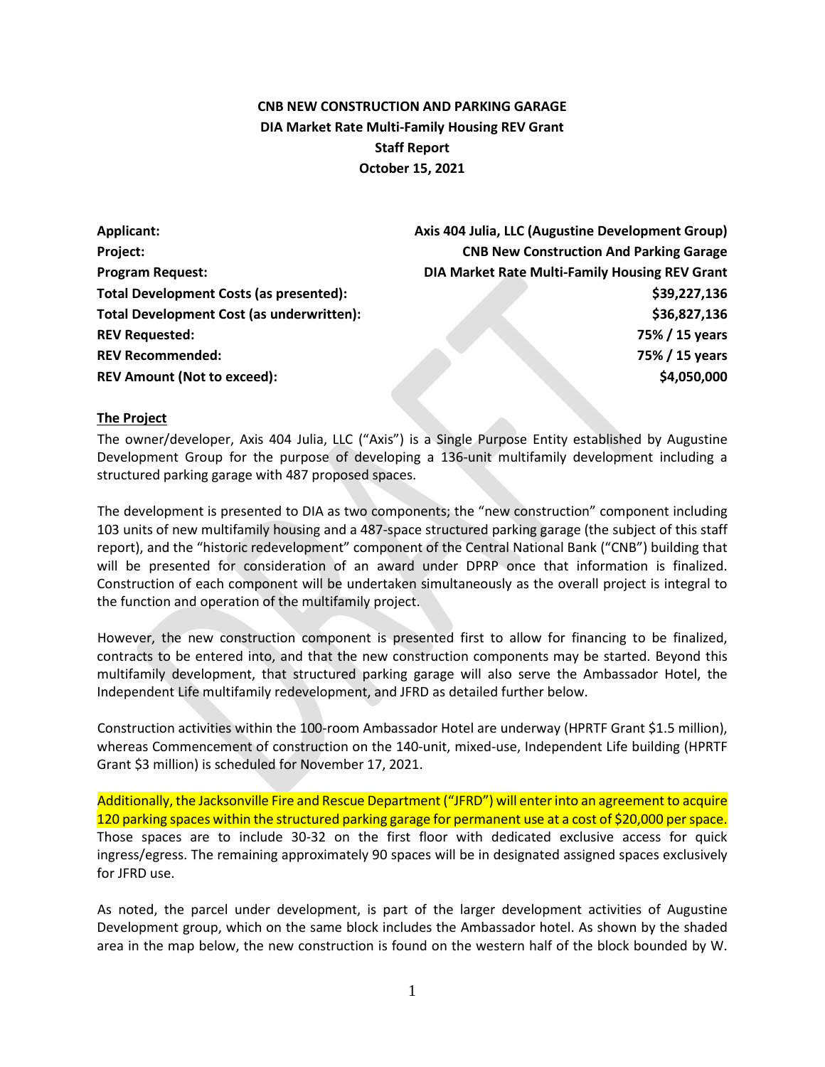**CNB NEW CONSTRUCTION AND PARKING GARAGE**
**DIA Market Rate Multi-Family Housing REV Grant**
**Staff Report**
**October 15, 2021**

| | |
|---|---|
| **Applicant:** | **Axis 404 Julia, LLC (Augustine Development Group)** |
| **Project:** | **CNB New Construction And Parking Garage** |
| **Program Request:** | **DIA Market Rate Multi-Family Housing REV Grant** |
| **Total Development Costs (as presented):** | **$39,227,136** |
| **Total Development Cost (as underwritten):** | **$36,827,136** |
| **REV Requested:** | **75% / 15 years** |
| **REV Recommended:** | **75% / 15 years** |
| **REV Amount (Not to exceed):** | **$4,050,000** |

**The Project**

The owner/developer, Axis 404 Julia, LLC ("Axis") is a Single Purpose Entity established by Augustine Development Group for the purpose of developing a 136-unit multifamily development including a structured parking garage with 487 proposed spaces.

The development is presented to DIA as two components; the "new construction" component including 103 units of new multifamily housing and a 487-space structured parking garage (the subject of this staff report), and the "historic redevelopment" component of the Central National Bank ("CNB") building that will be presented for consideration of an award under DPRP once that information is finalized. Construction of each component will be undertaken simultaneously as the overall project is integral to the function and operation of the multifamily project.

However, the new construction component is presented first to allow for financing to be finalized, contracts to be entered into, and that the new construction components may be started. Beyond this multifamily development, that structured parking garage will also serve the Ambassador Hotel, the Independent Life multifamily redevelopment, and JFRD as detailed further below.

Construction activities within the 100-room Ambassador Hotel are underway (HPRTF Grant $1.5 million), whereas Commencement of construction on the 140-unit, mixed-use, Independent Life building (HPRTF Grant $3 million) is scheduled for November 17, 2021.

Additionally, the Jacksonville Fire and Rescue Department ("JFRD") will enter into an agreement to acquire 120 parking spaces within the structured parking garage for permanent use at a cost of $20,000 per space. Those spaces are to include 30-32 on the first floor with dedicated exclusive access for quick ingress/egress. The remaining approximately 90 spaces will be in designated assigned spaces exclusively for JFRD use.

As noted, the parcel under development, is part of the larger development activities of Augustine Development group, which on the same block includes the Ambassador hotel. As shown by the shaded area in the map below, the new construction is found on the western half of the block bounded by W.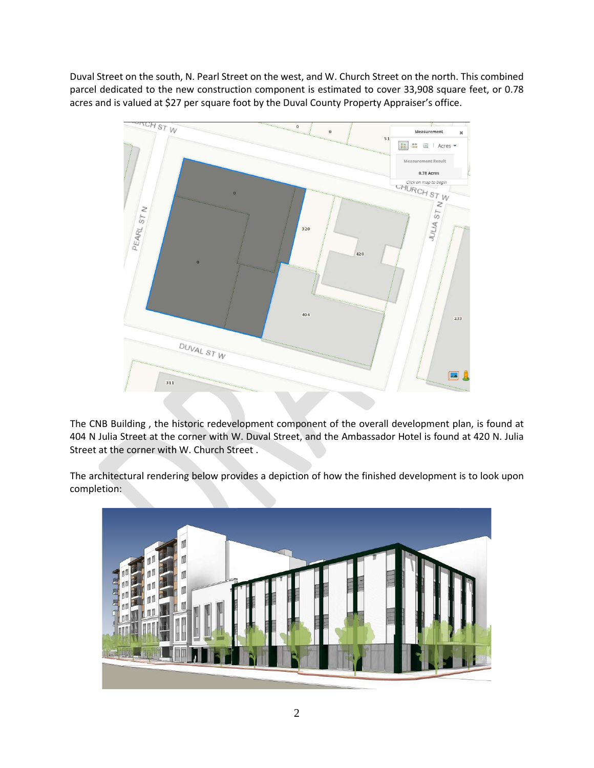Duval Street on the south, N. Pearl Street on the west, and W. Church Street on the north. This combined parcel dedicated to the new construction component is estimated to cover 33,908 square feet, or 0.78 acres and is valued at $27 per square foot by the Duval County Property Appraiser's office.

The CNB Building , the historic redevelopment component of the overall development plan, is found at 404 N Julia Street at the corner with W. Duval Street, and the Ambassador Hotel is found at 420 N. Julia Street at the corner with W. Church Street .

The architectural rendering below provides a depiction of how the finished development is to look upon completion: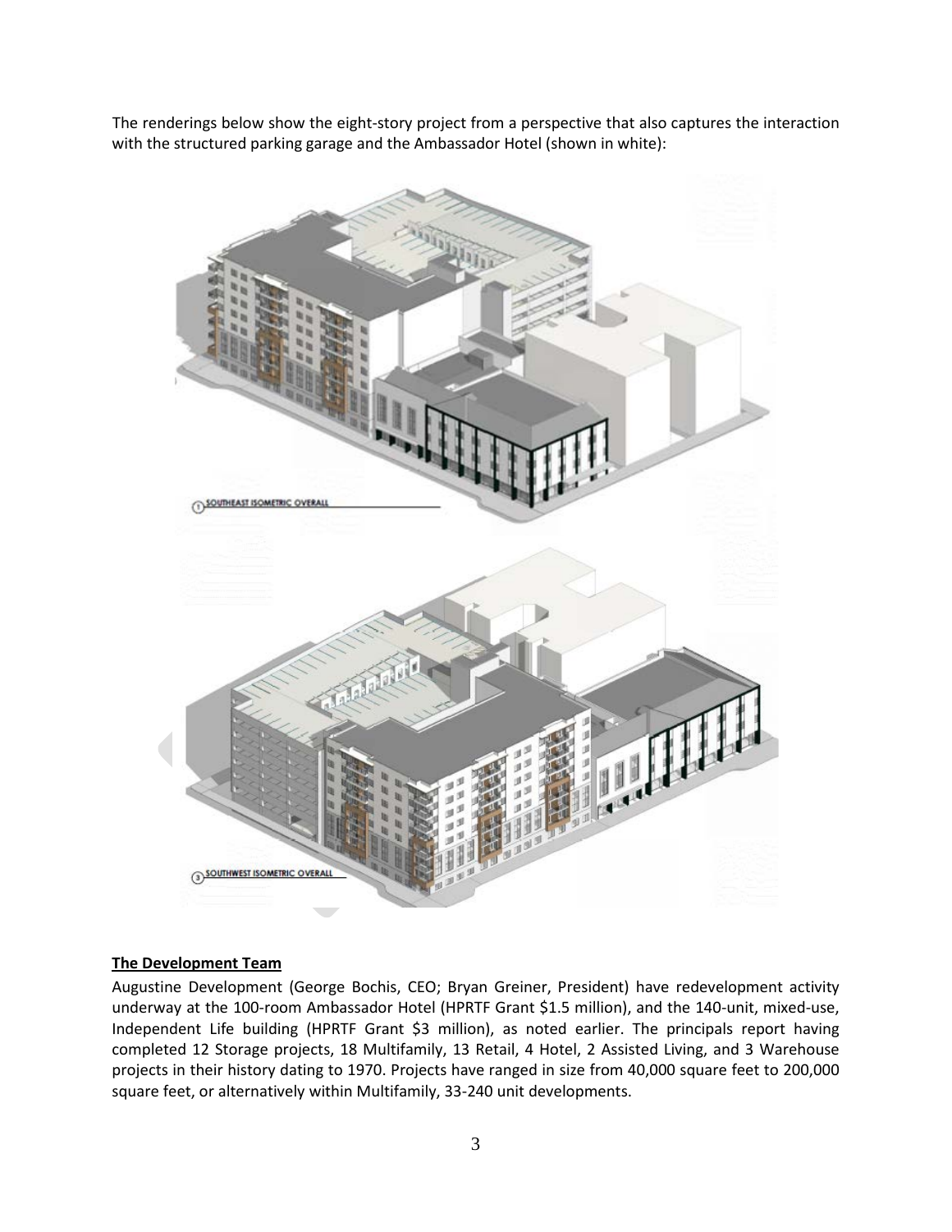The renderings below show the eight-story project from a perspective that also captures the interaction with the structured parking garage and the Ambassador Hotel (shown in white):

① SOUTHEAST ISOMETRIC OVERALL

③ SOUTHWEST ISOMETRIC OVERALL

**The Development Team**

Augustine Development (George Bochis, CEO; Bryan Greiner, President) have redevelopment activity underway at the 100-room Ambassador Hotel (HPRTF Grant $1.5 million), and the 140-unit, mixed-use, Independent Life building (HPRTF Grant $3 million), as noted earlier. The principals report having completed 12 Storage projects, 18 Multifamily, 13 Retail, 4 Hotel, 2 Assisted Living, and 3 Warehouse projects in their history dating to 1970. Projects have ranged in size from 40,000 square feet to 200,000 square feet, or alternatively within Multifamily, 33-240 unit developments.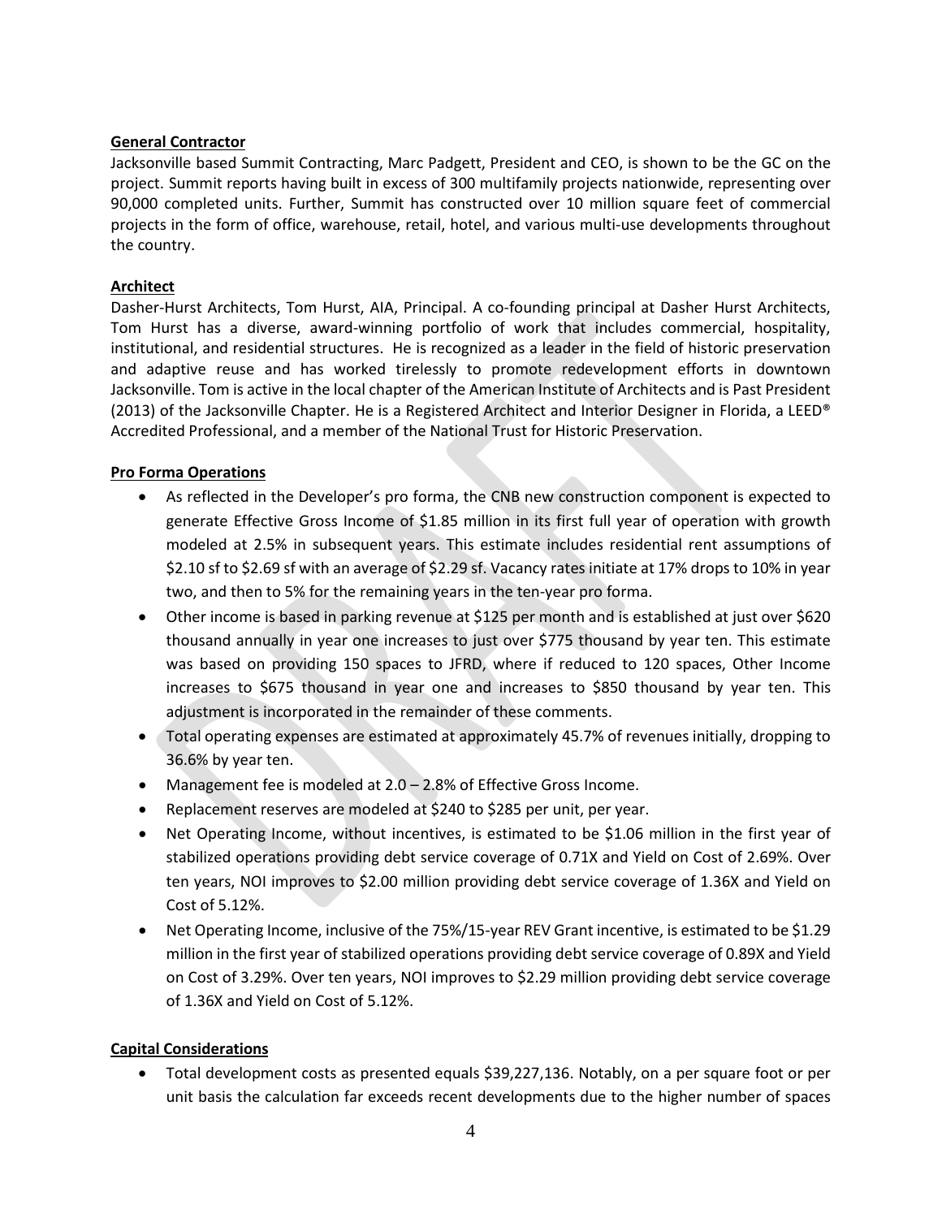**General Contractor**

Jacksonville based Summit Contracting, Marc Padgett, President and CEO, is shown to be the GC on the project. Summit reports having built in excess of 300 multifamily projects nationwide, representing over 90,000 completed units. Further, Summit has constructed over 10 million square feet of commercial projects in the form of office, warehouse, retail, hotel, and various multi-use developments throughout the country.

**Architect**

Dasher-Hurst Architects, Tom Hurst, AIA, Principal. A co-founding principal at Dasher Hurst Architects, Tom Hurst has a diverse, award-winning portfolio of work that includes commercial, hospitality, institutional, and residential structures. He is recognized as a leader in the field of historic preservation and adaptive reuse and has worked tirelessly to promote redevelopment efforts in downtown Jacksonville. Tom is active in the local chapter of the American Institute of Architects and is Past President (2013) of the Jacksonville Chapter. He is a Registered Architect and Interior Designer in Florida, a LEED® Accredited Professional, and a member of the National Trust for Historic Preservation.

**Pro Forma Operations**

- As reflected in the Developer's pro forma, the CNB new construction component is expected to generate Effective Gross Income of $1.85 million in its first full year of operation with growth modeled at 2.5% in subsequent years. This estimate includes residential rent assumptions of $2.10 sf to $2.69 sf with an average of $2.29 sf. Vacancy rates initiate at 17% drops to 10% in year two, and then to 5% for the remaining years in the ten-year pro forma.
- Other income is based in parking revenue at $125 per month and is established at just over $620 thousand annually in year one increases to just over $775 thousand by year ten. This estimate was based on providing 150 spaces to JFRD, where if reduced to 120 spaces, Other Income increases to $675 thousand in year one and increases to $850 thousand by year ten. This adjustment is incorporated in the remainder of these comments.
- Total operating expenses are estimated at approximately 45.7% of revenues initially, dropping to 36.6% by year ten.
- Management fee is modeled at 2.0 – 2.8% of Effective Gross Income.
- Replacement reserves are modeled at $240 to $285 per unit, per year.
- Net Operating Income, without incentives, is estimated to be $1.06 million in the first year of stabilized operations providing debt service coverage of 0.71X and Yield on Cost of 2.69%. Over ten years, NOI improves to $2.00 million providing debt service coverage of 1.36X and Yield on Cost of 5.12%.
- Net Operating Income, inclusive of the 75%/15-year REV Grant incentive, is estimated to be $1.29 million in the first year of stabilized operations providing debt service coverage of 0.89X and Yield on Cost of 3.29%. Over ten years, NOI improves to $2.29 million providing debt service coverage of 1.36X and Yield on Cost of 5.12%.

**Capital Considerations**

- Total development costs as presented equals $39,227,136. Notably, on a per square foot or per unit basis the calculation far exceeds recent developments due to the higher number of spaces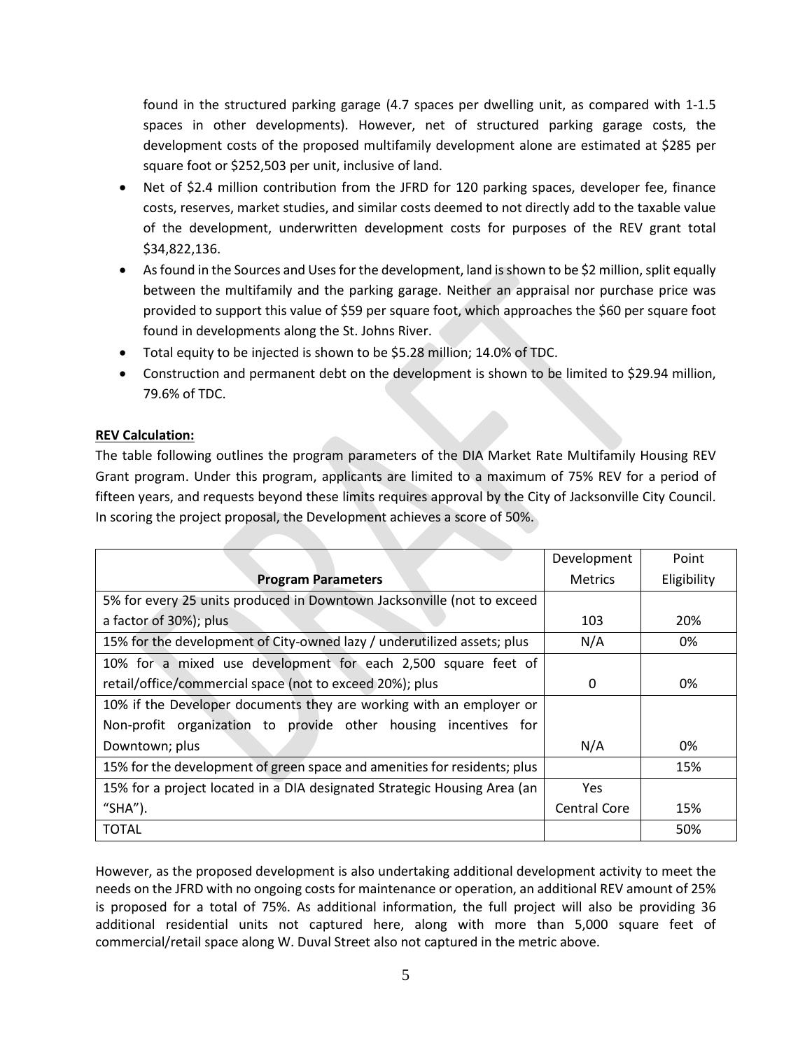found in the structured parking garage (4.7 spaces per dwelling unit, as compared with 1-1.5 spaces in other developments). However, net of structured parking garage costs, the development costs of the proposed multifamily development alone are estimated at $285 per square foot or $252,503 per unit, inclusive of land.

- Net of $2.4 million contribution from the JFRD for 120 parking spaces, developer fee, finance costs, reserves, market studies, and similar costs deemed to not directly add to the taxable value of the development, underwritten development costs for purposes of the REV grant total $34,822,136.
- As found in the Sources and Uses for the development, land is shown to be $2 million, split equally between the multifamily and the parking garage. Neither an appraisal nor purchase price was provided to support this value of $59 per square foot, which approaches the $60 per square foot found in developments along the St. Johns River.
- Total equity to be injected is shown to be $5.28 million; 14.0% of TDC.
- Construction and permanent debt on the development is shown to be limited to $29.94 million, 79.6% of TDC.

**REV Calculation:**

The table following outlines the program parameters of the DIA Market Rate Multifamily Housing REV Grant program. Under this program, applicants are limited to a maximum of 75% REV for a period of fifteen years, and requests beyond these limits requires approval by the City of Jacksonville City Council. In scoring the project proposal, the Development achieves a score of 50%.

| Program Parameters | Development Metrics | Point Eligibility |
|---|---|---|
| 5% for every 25 units produced in Downtown Jacksonville (not to exceed a factor of 30%); plus | 103 | 20% |
| 15% for the development of City-owned lazy / underutilized assets; plus | N/A | 0% |
| 10% for a mixed use development for each 2,500 square feet of retail/office/commercial space (not to exceed 20%); plus | 0 | 0% |
| 10% if the Developer documents they are working with an employer or Non-profit organization to provide other housing incentives for Downtown; plus | N/A | 0% |
| 15% for the development of green space and amenities for residents; plus | | 15% |
| 15% for a project located in a DIA designated Strategic Housing Area (an "SHA"). | Yes Central Core | 15% |
| TOTAL | | 50% |

However, as the proposed development is also undertaking additional development activity to meet the needs on the JFRD with no ongoing costs for maintenance or operation, an additional REV amount of 25% is proposed for a total of 75%. As additional information, the full project will also be providing 36 additional residential units not captured here, along with more than 5,000 square feet of commercial/retail space along W. Duval Street also not captured in the metric above.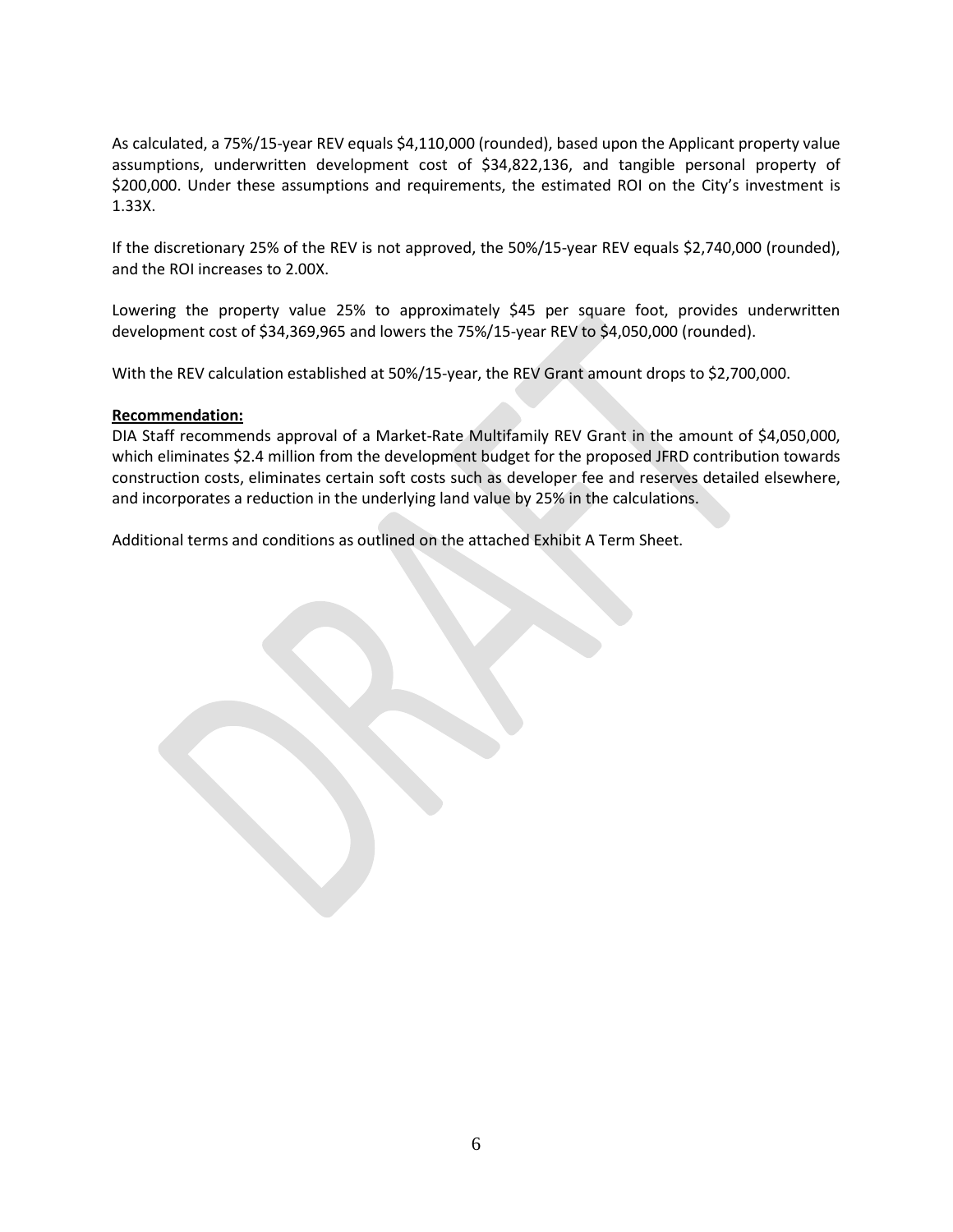As calculated, a 75%/15-year REV equals $4,110,000 (rounded), based upon the Applicant property value assumptions, underwritten development cost of $34,822,136, and tangible personal property of $200,000. Under these assumptions and requirements, the estimated ROI on the City's investment is 1.33X.

If the discretionary 25% of the REV is not approved, the 50%/15-year REV equals $2,740,000 (rounded), and the ROI increases to 2.00X.

Lowering the property value 25% to approximately $45 per square foot, provides underwritten development cost of $34,369,965 and lowers the 75%/15-year REV to $4,050,000 (rounded).

With the REV calculation established at 50%/15-year, the REV Grant amount drops to $2,700,000.

**Recommendation:**

DIA Staff recommends approval of a Market-Rate Multifamily REV Grant in the amount of $4,050,000, which eliminates $2.4 million from the development budget for the proposed JFRD contribution towards construction costs, eliminates certain soft costs such as developer fee and reserves detailed elsewhere, and incorporates a reduction in the underlying land value by 25% in the calculations.

Additional terms and conditions as outlined on the attached Exhibit A Term Sheet.